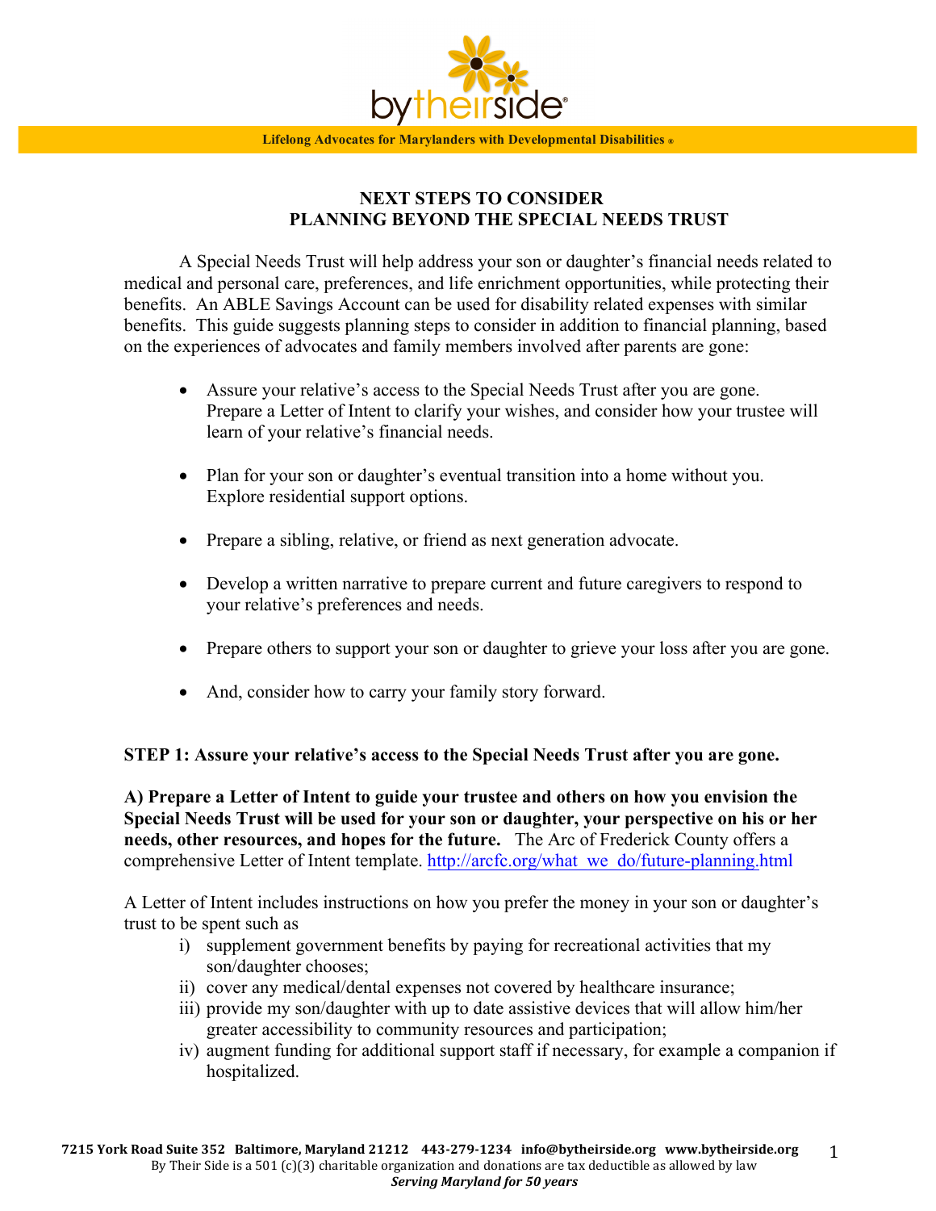bytheirside®

**Lifelong Advocates for Marylanders with Developmental Disabilities ®**

## NEXT STEPS TO CONSIDER
## PLANNING BEYOND THE SPECIAL NEEDS TRUST

A Special Needs Trust will help address your son or daughter's financial needs related to medical and personal care, preferences, and life enrichment opportunities, while protecting their benefits. An ABLE Savings Account can be used for disability related expenses with similar benefits. This guide suggests planning steps to consider in addition to financial planning, based on the experiences of advocates and family members involved after parents are gone:

- Assure your relative's access to the Special Needs Trust after you are gone. Prepare a Letter of Intent to clarify your wishes, and consider how your trustee will learn of your relative's financial needs.
- Plan for your son or daughter's eventual transition into a home without you. Explore residential support options.
- Prepare a sibling, relative, or friend as next generation advocate.
- Develop a written narrative to prepare current and future caregivers to respond to your relative's preferences and needs.
- Prepare others to support your son or daughter to grieve your loss after you are gone.
- And, consider how to carry your family story forward.

**STEP 1: Assure your relative's access to the Special Needs Trust after you are gone.**

**A) Prepare a Letter of Intent to guide your trustee and others on how you envision the Special Needs Trust will be used for your son or daughter, your perspective on his or her needs, other resources, and hopes for the future.** The Arc of Frederick County offers a comprehensive Letter of Intent template. http://arcfc.org/what_we_do/future-planning.html

A Letter of Intent includes instructions on how you prefer the money in your son or daughter's trust to be spent such as

i) supplement government benefits by paying for recreational activities that my son/daughter chooses;
ii) cover any medical/dental expenses not covered by healthcare insurance;
iii) provide my son/daughter with up to date assistive devices that will allow him/her greater accessibility to community resources and participation;
iv) augment funding for additional support staff if necessary, for example a companion if hospitalized.

**7215 York Road Suite 352 Baltimore, Maryland 21212 443-279-1234 info@bytheirside.org www.bytheirside.org**
By Their Side is a 501 (c)(3) charitable organization and donations are tax deductible as allowed by law
***Serving Maryland for 50 years***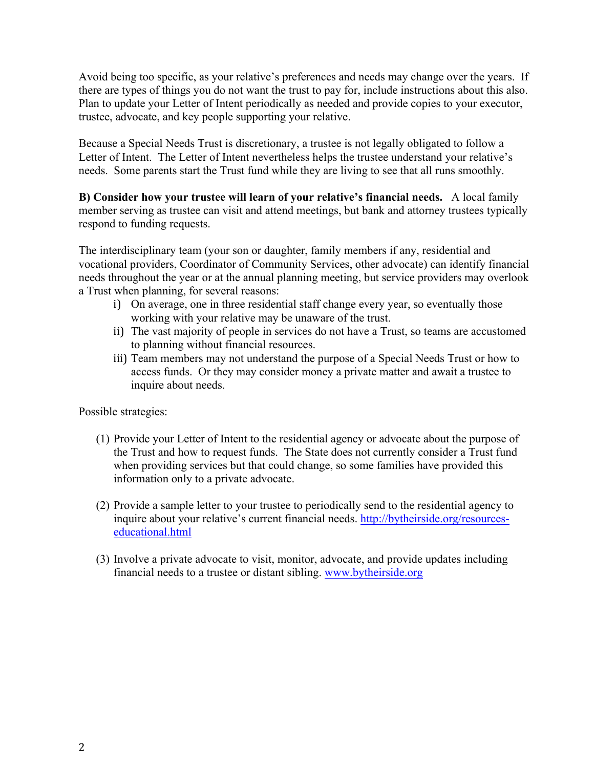Avoid being too specific, as your relative's preferences and needs may change over the years. If there are types of things you do not want the trust to pay for, include instructions about this also. Plan to update your Letter of Intent periodically as needed and provide copies to your executor, trustee, advocate, and key people supporting your relative.

Because a Special Needs Trust is discretionary, a trustee is not legally obligated to follow a Letter of Intent. The Letter of Intent nevertheless helps the trustee understand your relative's needs. Some parents start the Trust fund while they are living to see that all runs smoothly.

**B) Consider how your trustee will learn of your relative's financial needs.** A local family member serving as trustee can visit and attend meetings, but bank and attorney trustees typically respond to funding requests.

The interdisciplinary team (your son or daughter, family members if any, residential and vocational providers, Coordinator of Community Services, other advocate) can identify financial needs throughout the year or at the annual planning meeting, but service providers may overlook a Trust when planning, for several reasons:

- i) On average, one in three residential staff change every year, so eventually those working with your relative may be unaware of the trust.
- ii) The vast majority of people in services do not have a Trust, so teams are accustomed to planning without financial resources.
- iii) Team members may not understand the purpose of a Special Needs Trust or how to access funds. Or they may consider money a private matter and await a trustee to inquire about needs.

Possible strategies:

(1) Provide your Letter of Intent to the residential agency or advocate about the purpose of the Trust and how to request funds. The State does not currently consider a Trust fund when providing services but that could change, so some families have provided this information only to a private advocate.

(2) Provide a sample letter to your trustee to periodically send to the residential agency to inquire about your relative's current financial needs. [http://bytheirside.org/resources-educational.html](http://bytheirside.org/resources-educational.html)

(3) Involve a private advocate to visit, monitor, advocate, and provide updates including financial needs to a trustee or distant sibling. [www.bytheirside.org](http://www.bytheirside.org)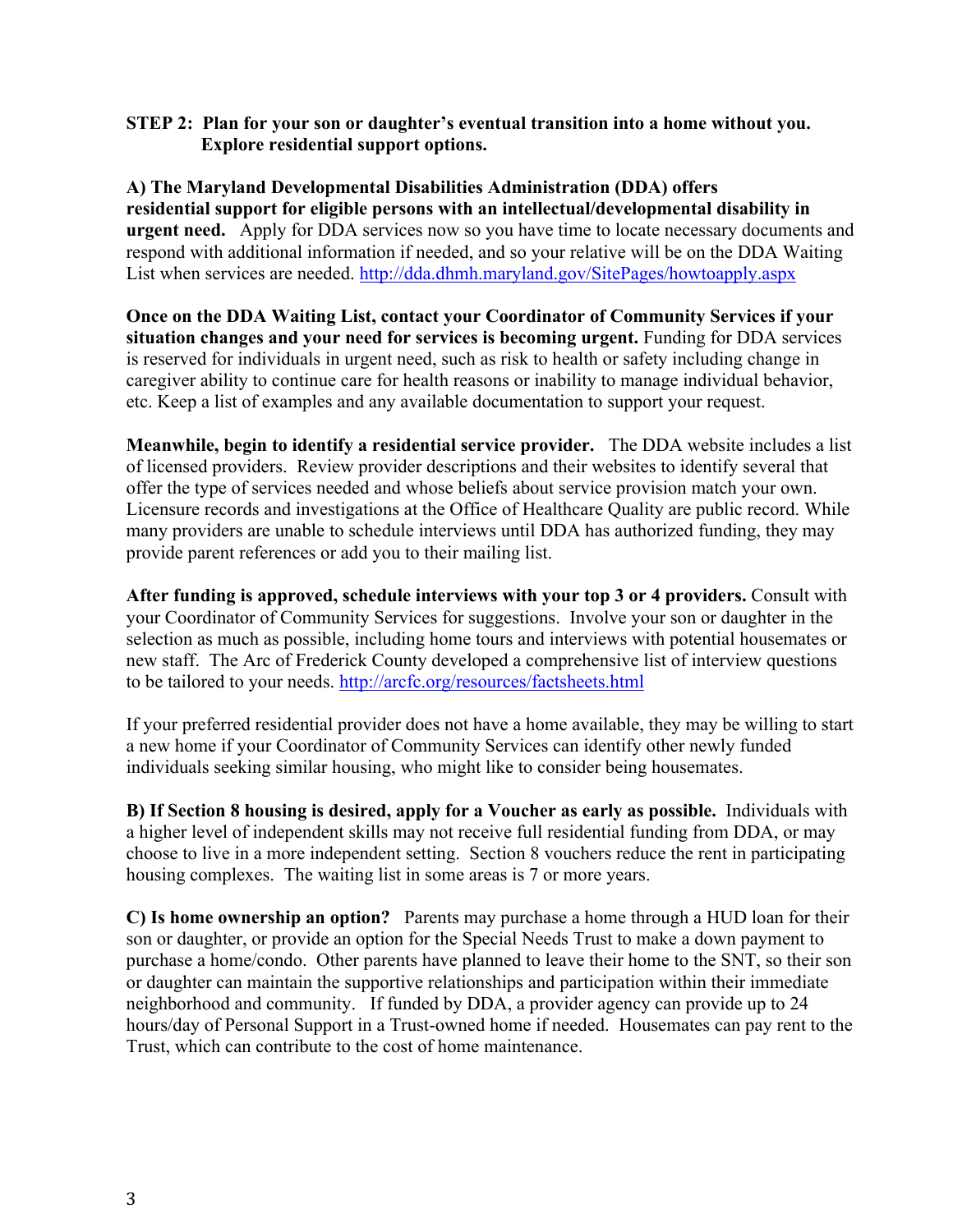**STEP 2: Plan for your son or daughter's eventual transition into a home without you. Explore residential support options.**

**A) The Maryland Developmental Disabilities Administration (DDA) offers residential support for eligible persons with an intellectual/developmental disability in urgent need.** Apply for DDA services now so you have time to locate necessary documents and respond with additional information if needed, and so your relative will be on the DDA Waiting List when services are needed. http://dda.dhmh.maryland.gov/SitePages/howtoapply.aspx

**Once on the DDA Waiting List, contact your Coordinator of Community Services if your situation changes and your need for services is becoming urgent.** Funding for DDA services is reserved for individuals in urgent need, such as risk to health or safety including change in caregiver ability to continue care for health reasons or inability to manage individual behavior, etc. Keep a list of examples and any available documentation to support your request.

**Meanwhile, begin to identify a residential service provider.** The DDA website includes a list of licensed providers. Review provider descriptions and their websites to identify several that offer the type of services needed and whose beliefs about service provision match your own. Licensure records and investigations at the Office of Healthcare Quality are public record. While many providers are unable to schedule interviews until DDA has authorized funding, they may provide parent references or add you to their mailing list.

**After funding is approved, schedule interviews with your top 3 or 4 providers.** Consult with your Coordinator of Community Services for suggestions. Involve your son or daughter in the selection as much as possible, including home tours and interviews with potential housemates or new staff. The Arc of Frederick County developed a comprehensive list of interview questions to be tailored to your needs. http://arcfc.org/resources/factsheets.html

If your preferred residential provider does not have a home available, they may be willing to start a new home if your Coordinator of Community Services can identify other newly funded individuals seeking similar housing, who might like to consider being housemates.

**B) If Section 8 housing is desired, apply for a Voucher as early as possible.** Individuals with a higher level of independent skills may not receive full residential funding from DDA, or may choose to live in a more independent setting. Section 8 vouchers reduce the rent in participating housing complexes. The waiting list in some areas is 7 or more years.

**C) Is home ownership an option?** Parents may purchase a home through a HUD loan for their son or daughter, or provide an option for the Special Needs Trust to make a down payment to purchase a home/condo. Other parents have planned to leave their home to the SNT, so their son or daughter can maintain the supportive relationships and participation within their immediate neighborhood and community. If funded by DDA, a provider agency can provide up to 24 hours/day of Personal Support in a Trust-owned home if needed. Housemates can pay rent to the Trust, which can contribute to the cost of home maintenance.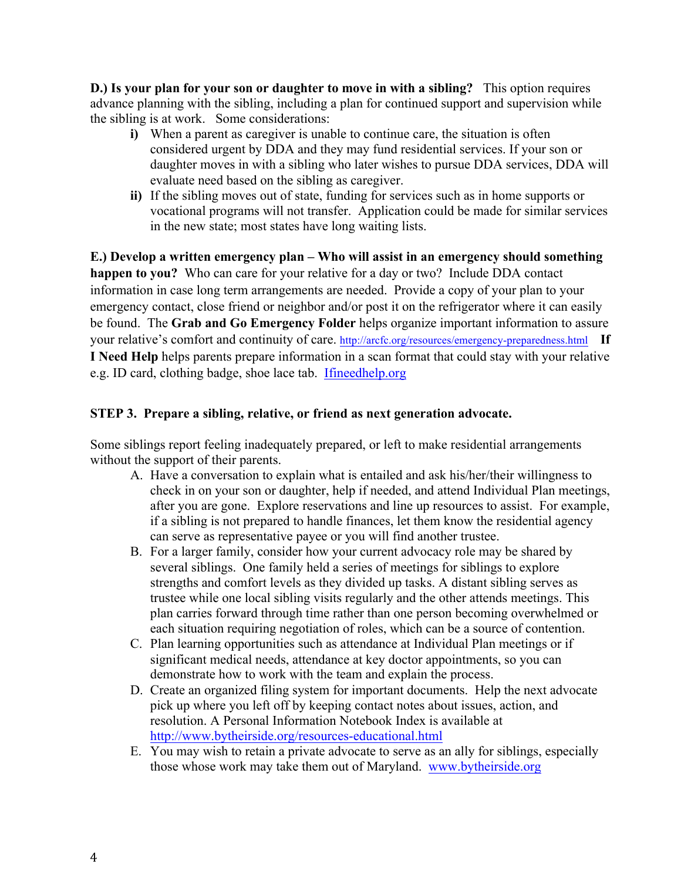**D.) Is your plan for your son or daughter to move in with a sibling?** This option requires advance planning with the sibling, including a plan for continued support and supervision while the sibling is at work. Some considerations:

- **i)** When a parent as caregiver is unable to continue care, the situation is often considered urgent by DDA and they may fund residential services. If your son or daughter moves in with a sibling who later wishes to pursue DDA services, DDA will evaluate need based on the sibling as caregiver.
- **ii)** If the sibling moves out of state, funding for services such as in home supports or vocational programs will not transfer. Application could be made for similar services in the new state; most states have long waiting lists.

**E.) Develop a written emergency plan – Who will assist in an emergency should something happen to you?** Who can care for your relative for a day or two? Include DDA contact information in case long term arrangements are needed. Provide a copy of your plan to your emergency contact, close friend or neighbor and/or post it on the refrigerator where it can easily be found. The **Grab and Go Emergency Folder** helps organize important information to assure your relative's comfort and continuity of care. [http://arcfc.org/resources/emergency-preparedness.html](http://arcfc.org/resources/emergency-preparedness.html) **If I Need Help** helps parents prepare information in a scan format that could stay with your relative e.g. ID card, clothing badge, shoe lace tab. [Ifineedhelp.org](http://Ifineedhelp.org)

## STEP 3. Prepare a sibling, relative, or friend as next generation advocate.

Some siblings report feeling inadequately prepared, or left to make residential arrangements without the support of their parents.

A. Have a conversation to explain what is entailed and ask his/her/their willingness to check in on your son or daughter, help if needed, and attend Individual Plan meetings, after you are gone. Explore reservations and line up resources to assist. For example, if a sibling is not prepared to handle finances, let them know the residential agency can serve as representative payee or you will find another trustee.

B. For a larger family, consider how your current advocacy role may be shared by several siblings. One family held a series of meetings for siblings to explore strengths and comfort levels as they divided up tasks. A distant sibling serves as trustee while one local sibling visits regularly and the other attends meetings. This plan carries forward through time rather than one person becoming overwhelmed or each situation requiring negotiation of roles, which can be a source of contention.

C. Plan learning opportunities such as attendance at Individual Plan meetings or if significant medical needs, attendance at key doctor appointments, so you can demonstrate how to work with the team and explain the process.

D. Create an organized filing system for important documents. Help the next advocate pick up where you left off by keeping contact notes about issues, action, and resolution. A Personal Information Notebook Index is available at [http://www.bytheirside.org/resources-educational.html](http://www.bytheirside.org/resources-educational.html)

E. You may wish to retain a private advocate to serve as an ally for siblings, especially those whose work may take them out of Maryland. [www.bytheirside.org](http://www.bytheirside.org)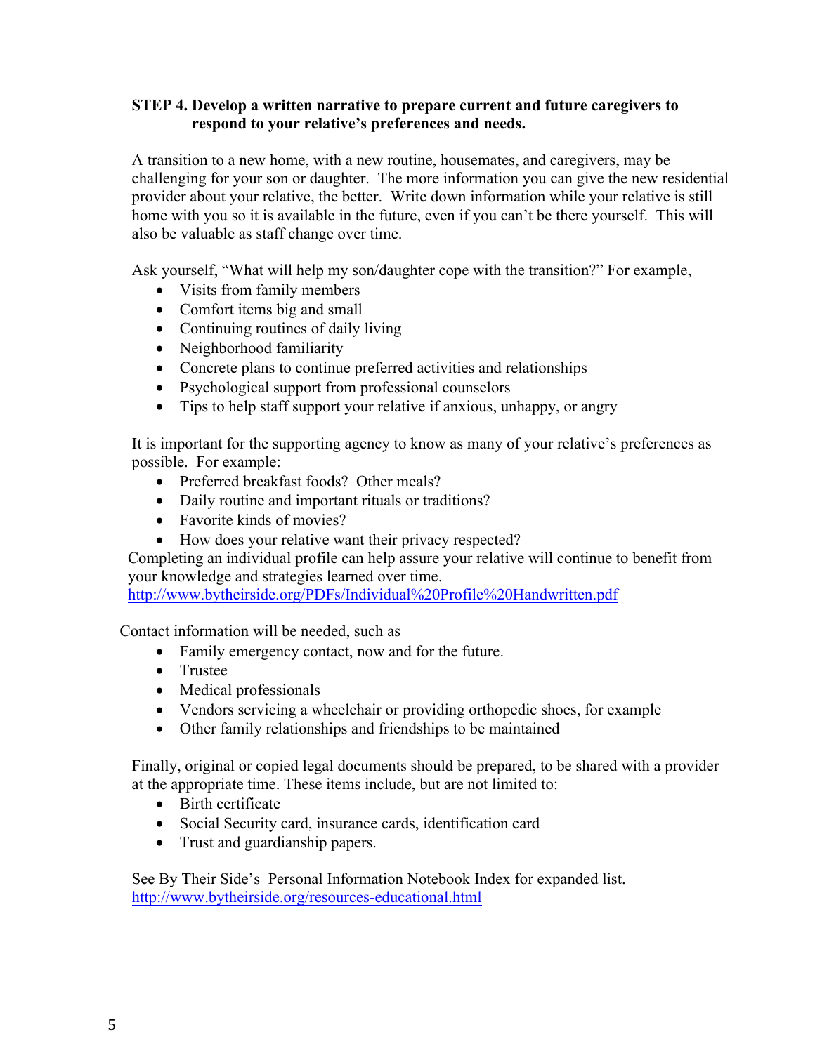**STEP 4. Develop a written narrative to prepare current and future caregivers to respond to your relative's preferences and needs.**

A transition to a new home, with a new routine, housemates, and caregivers, may be challenging for your son or daughter. The more information you can give the new residential provider about your relative, the better. Write down information while your relative is still home with you so it is available in the future, even if you can't be there yourself. This will also be valuable as staff change over time.

Ask yourself, "What will help my son/daughter cope with the transition?" For example,

- Visits from family members
- Comfort items big and small
- Continuing routines of daily living
- Neighborhood familiarity
- Concrete plans to continue preferred activities and relationships
- Psychological support from professional counselors
- Tips to help staff support your relative if anxious, unhappy, or angry

It is important for the supporting agency to know as many of your relative's preferences as possible. For example:

- Preferred breakfast foods? Other meals?
- Daily routine and important rituals or traditions?
- Favorite kinds of movies?
- How does your relative want their privacy respected?

Completing an individual profile can help assure your relative will continue to benefit from your knowledge and strategies learned over time.
http://www.bytheirside.org/PDFs/Individual%20Profile%20Handwritten.pdf

Contact information will be needed, such as

- Family emergency contact, now and for the future.
- Trustee
- Medical professionals
- Vendors servicing a wheelchair or providing orthopedic shoes, for example
- Other family relationships and friendships to be maintained

Finally, original or copied legal documents should be prepared, to be shared with a provider at the appropriate time. These items include, but are not limited to:

- Birth certificate
- Social Security card, insurance cards, identification card
- Trust and guardianship papers.

See By Their Side's Personal Information Notebook Index for expanded list.
http://www.bytheirside.org/resources-educational.html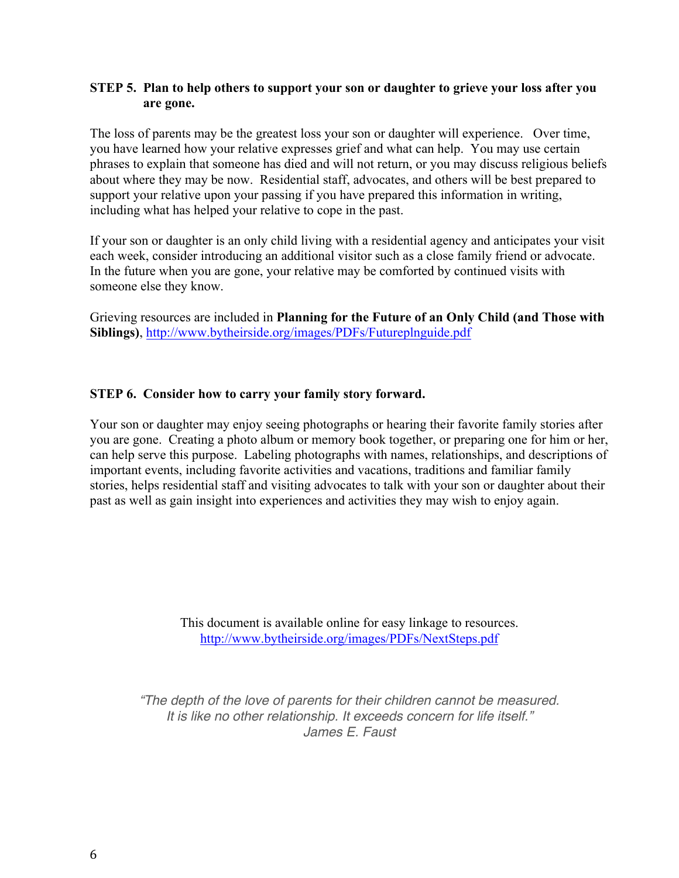**STEP 5. Plan to help others to support your son or daughter to grieve your loss after you are gone.**

The loss of parents may be the greatest loss your son or daughter will experience. Over time, you have learned how your relative expresses grief and what can help. You may use certain phrases to explain that someone has died and will not return, or you may discuss religious beliefs about where they may be now. Residential staff, advocates, and others will be best prepared to support your relative upon your passing if you have prepared this information in writing, including what has helped your relative to cope in the past.

If your son or daughter is an only child living with a residential agency and anticipates your visit each week, consider introducing an additional visitor such as a close family friend or advocate. In the future when you are gone, your relative may be comforted by continued visits with someone else they know.

Grieving resources are included in **Planning for the Future of an Only Child (and Those with Siblings)**, http://www.bytheirside.org/images/PDFs/Futureplnguide.pdf

**STEP 6. Consider how to carry your family story forward.**

Your son or daughter may enjoy seeing photographs or hearing their favorite family stories after you are gone. Creating a photo album or memory book together, or preparing one for him or her, can help serve this purpose. Labeling photographs with names, relationships, and descriptions of important events, including favorite activities and vacations, traditions and familiar family stories, helps residential staff and visiting advocates to talk with your son or daughter about their past as well as gain insight into experiences and activities they may wish to enjoy again.

This document is available online for easy linkage to resources.
http://www.bytheirside.org/images/PDFs/NextSteps.pdf

*"The depth of the love of parents for their children cannot be measured. It is like no other relationship. It exceeds concern for life itself."*
*James E. Faust*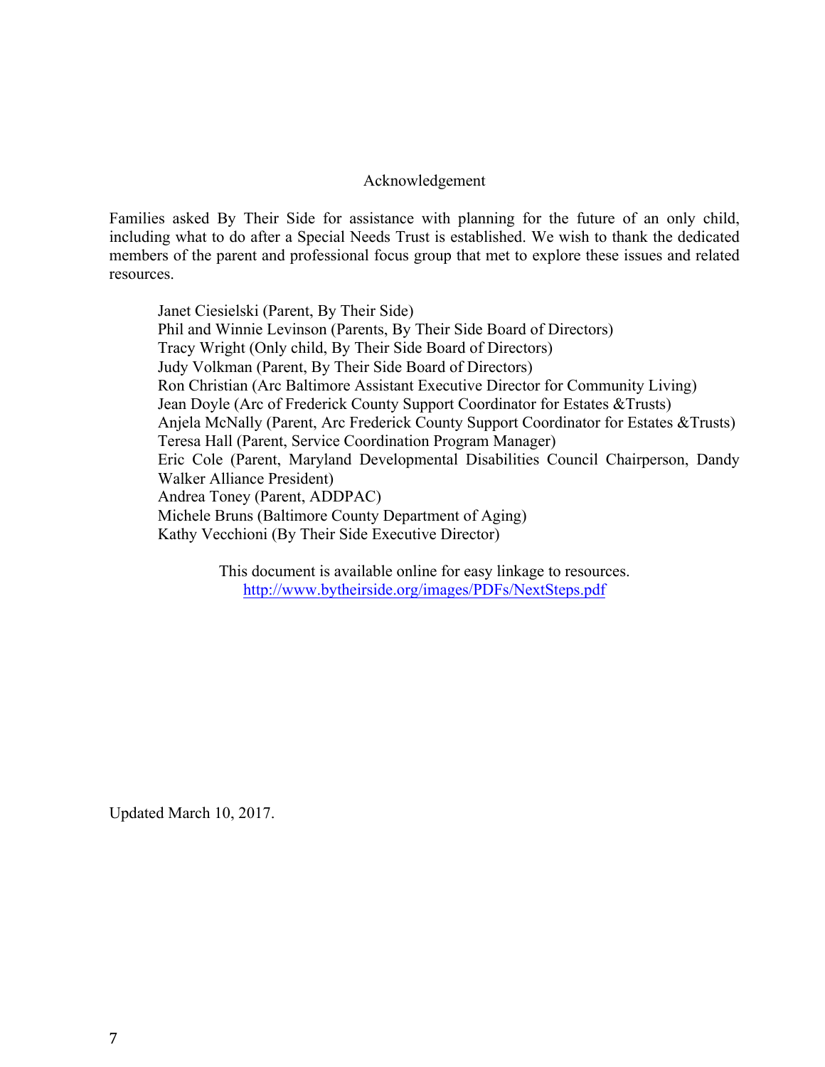# Acknowledgement

Families asked By Their Side for assistance with planning for the future of an only child, including what to do after a Special Needs Trust is established. We wish to thank the dedicated members of the parent and professional focus group that met to explore these issues and related resources.

Janet Ciesielski (Parent, By Their Side)
Phil and Winnie Levinson (Parents, By Their Side Board of Directors)
Tracy Wright (Only child, By Their Side Board of Directors)
Judy Volkman (Parent, By Their Side Board of Directors)
Ron Christian (Arc Baltimore Assistant Executive Director for Community Living)
Jean Doyle (Arc of Frederick County Support Coordinator for Estates &Trusts)
Anjela McNally (Parent, Arc Frederick County Support Coordinator for Estates &Trusts)
Teresa Hall (Parent, Service Coordination Program Manager)
Eric Cole (Parent, Maryland Developmental Disabilities Council Chairperson, Dandy Walker Alliance President)
Andrea Toney (Parent, ADDPAC)
Michele Bruns (Baltimore County Department of Aging)
Kathy Vecchioni (By Their Side Executive Director)

This document is available online for easy linkage to resources.
http://www.bytheirside.org/images/PDFs/NextSteps.pdf

Updated March 10, 2017.